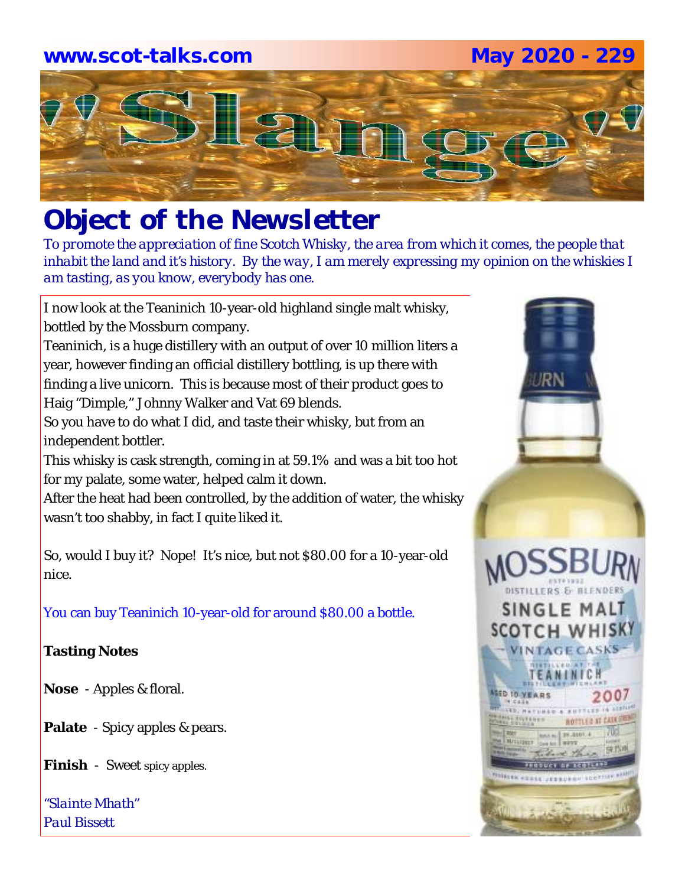www.scot-talks.com May 2020 - 229

# "Slange"

## Object of the Newsletter

*To promote the appreciation of fine Scotch Whisky, the area from which it comes, the people that inhabit the land and it's history. By the way, I am merely expressing my opinion on the whiskies I am tasting, as you know, everybody has one.*

I now look at the Teaninich 10-year-old highland single malt whisky, bottled by the Mossburn company.

Teaninich, is a huge distillery with an output of over 10 million liters a year, however finding an official distillery bottling, is up there with finding a live unicorn. This is because most of their product goes to Haig "Dimple," Johnny Walker and Vat 69 blends.

So you have to do what I did, and taste their whisky, but from an independent bottler.

This whisky is cask strength, coming in at 59.1% and was a bit too hot for my palate, some water, helped calm it down.

After the heat had been controlled, by the addition of water, the whisky wasn't too shabby, in fact I quite liked it.

So, would I buy it? Nope! It's nice, but not $80.00 for a 10-year-old nice.

You can buy Teaninich 10-year-old for around $80.00 a bottle.

**Tasting Notes**

**Nose** - Apples & floral.

**Palate** - Spicy apples & pears.

**Finish** - Sweet spicy apples.

*"Slainte Mhath"*
*Paul Bissett*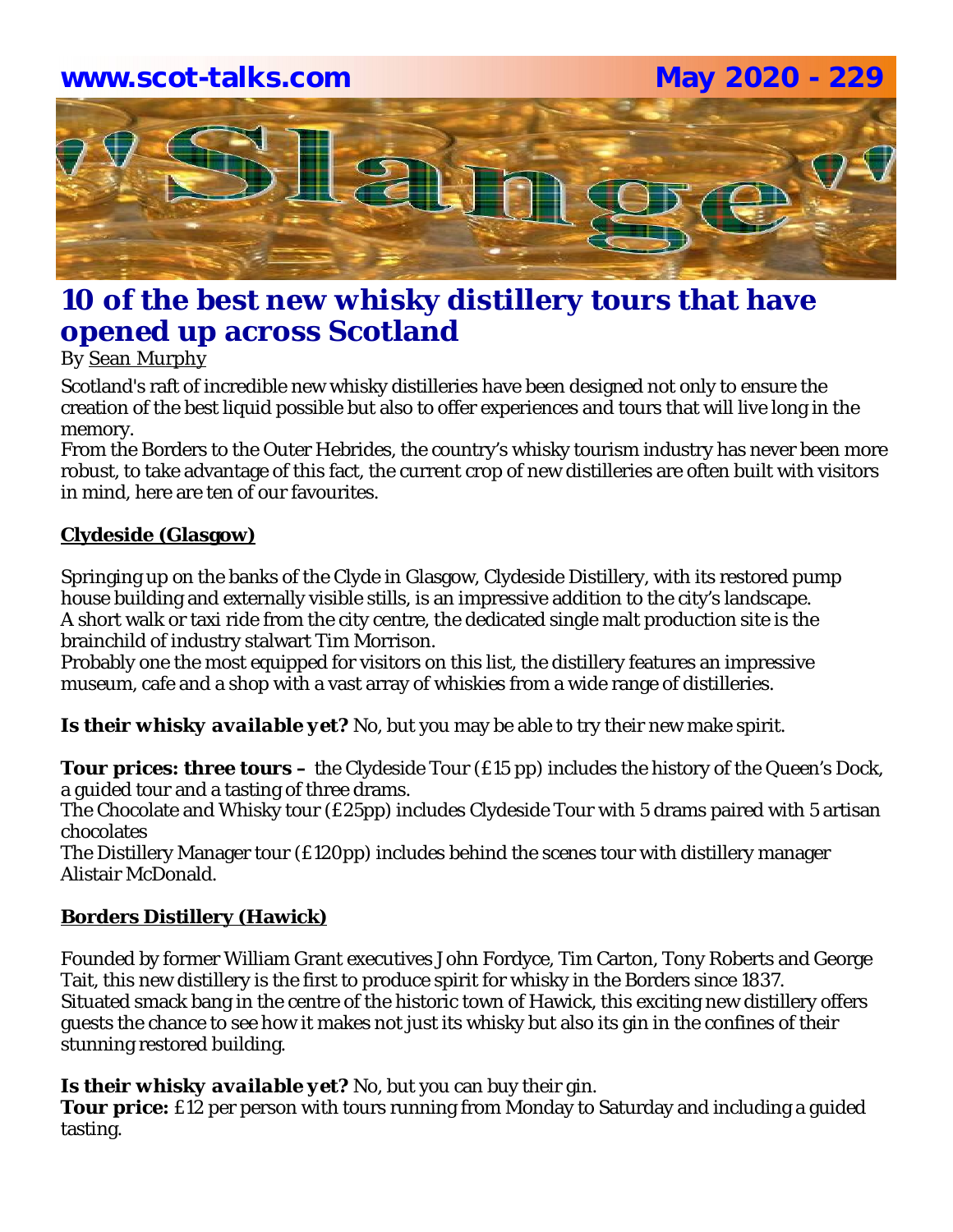# 10 of the best new whisky distillery tours that have opened up across Scotland

By Sean Murphy

Scotland's raft of incredible new whisky distilleries have been designed not only to ensure the creation of the best liquid possible but also to offer experiences and tours that will live long in the memory.
From the Borders to the Outer Hebrides, the country's whisky tourism industry has never been more robust, to take advantage of this fact, the current crop of new distilleries are often built with visitors in mind, here are ten of our favourites.

## Clydeside (Glasgow)

Springing up on the banks of the Clyde in Glasgow, Clydeside Distillery, with its restored pump house building and externally visible stills, is an impressive addition to the city's landscape.
A short walk or taxi ride from the city centre, the dedicated single malt production site is the brainchild of industry stalwart Tim Morrison.
Probably one the most equipped for visitors on this list, the distillery features an impressive museum, cafe and a shop with a vast array of whiskies from a wide range of distilleries.

***Is their whisky available yet?*** No, but you may be able to try their new make spirit.

**Tour prices: three tours –** the Clydeside Tour (£15 pp) includes the history of the Queen's Dock, a guided tour and a tasting of three drams.
The Chocolate and Whisky tour (£25pp) includes Clydeside Tour with 5 drams paired with 5 artisan chocolates
The Distillery Manager tour (£120pp) includes behind the scenes tour with distillery manager Alistair McDonald.

## Borders Distillery (Hawick)

Founded by former William Grant executives John Fordyce, Tim Carton, Tony Roberts and George Tait, this new distillery is the first to produce spirit for whisky in the Borders since 1837.
Situated smack bang in the centre of the historic town of Hawick, this exciting new distillery offers guests the chance to see how it makes not just its whisky but also its gin in the confines of their stunning restored building.

***Is their whisky available yet?*** No, but you can buy their gin.
**Tour price:** £12 per person with tours running from Monday to Saturday and including a guided tasting.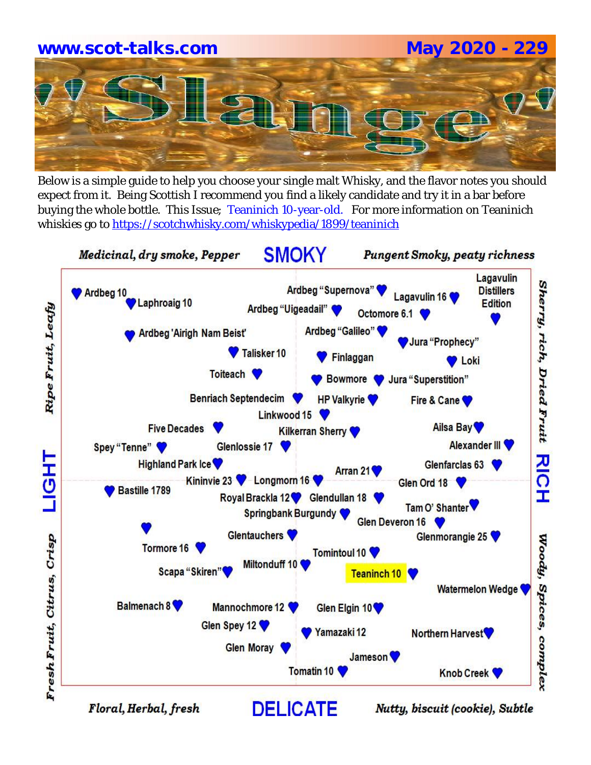**www.scot-talks.com** **May 2020 - 229**

# "Slange"

Below is a simple guide to help you choose your single malt Whisky, and the flavor notes you should expect from it. Being Scottish I recommend you find a likely candidate and try it in a bar before buying the whole bottle. This Issue; Teaninich 10-year-old. For more information on Teaninich whiskies go to https://scotchwhisky.com/whiskypedia/1899/teaninich

*Medicinal, dry smoke, Pepper* **SMOKY** *Pungent Smoky, peaty richness*

*Ripe Fruit, Leafy* **LIGHT** *Fresh Fruit, Citrus, Crisp*

*Sherry, rich, Dried Fruit* **RICH** *Woody, Spices, complex*

Ardbeg 10
Laphroaig 10
Ardbeg "Supernova"
Lagavulin 16
Lagavulin Distillers Edition
Ardbeg "Uigeadail"
Octomore 6.1
Ardbeg 'Airigh Nam Beist'
Ardbeg "Galileo"
Jura "Prophecy"
Talisker 10
Finlaggan
Loki
Toiteach
Bowmore
Jura "Superstition"
Benriach Septendecim
HP Valkyrie
Fire & Cane
Linkwood 15
Five Decades
Kilkerran Sherry
Ailsa Bay
Spey "Tenne"
Glenlossie 17
Alexander III
Highland Park Ice
Glenfarclas 63
Arran 21
Kininvie 23
Longmorn 16
Glen Ord 18
Bastille 1789
Royal Brackla 12
Glendullan 18
Tam O' Shanter
Springbank Burgundy
Glen Deveron 16
Glentauchers
Glenmorangie 25
Tormore 16
Tomintoul 10
Miltonduff 10
Scapa "Skiren"
Teaninch 10
Watermelon Wedge
Balmenach 8
Mannochmore 12
Glen Elgin 10
Glen Spey 12
Yamazaki 12
Northern Harvest
Glen Moray
Jameson
Tomatin 10
Knob Creek

*Floral, Herbal, fresh* **DELICATE** *Nutty, biscuit (cookie), Subtle*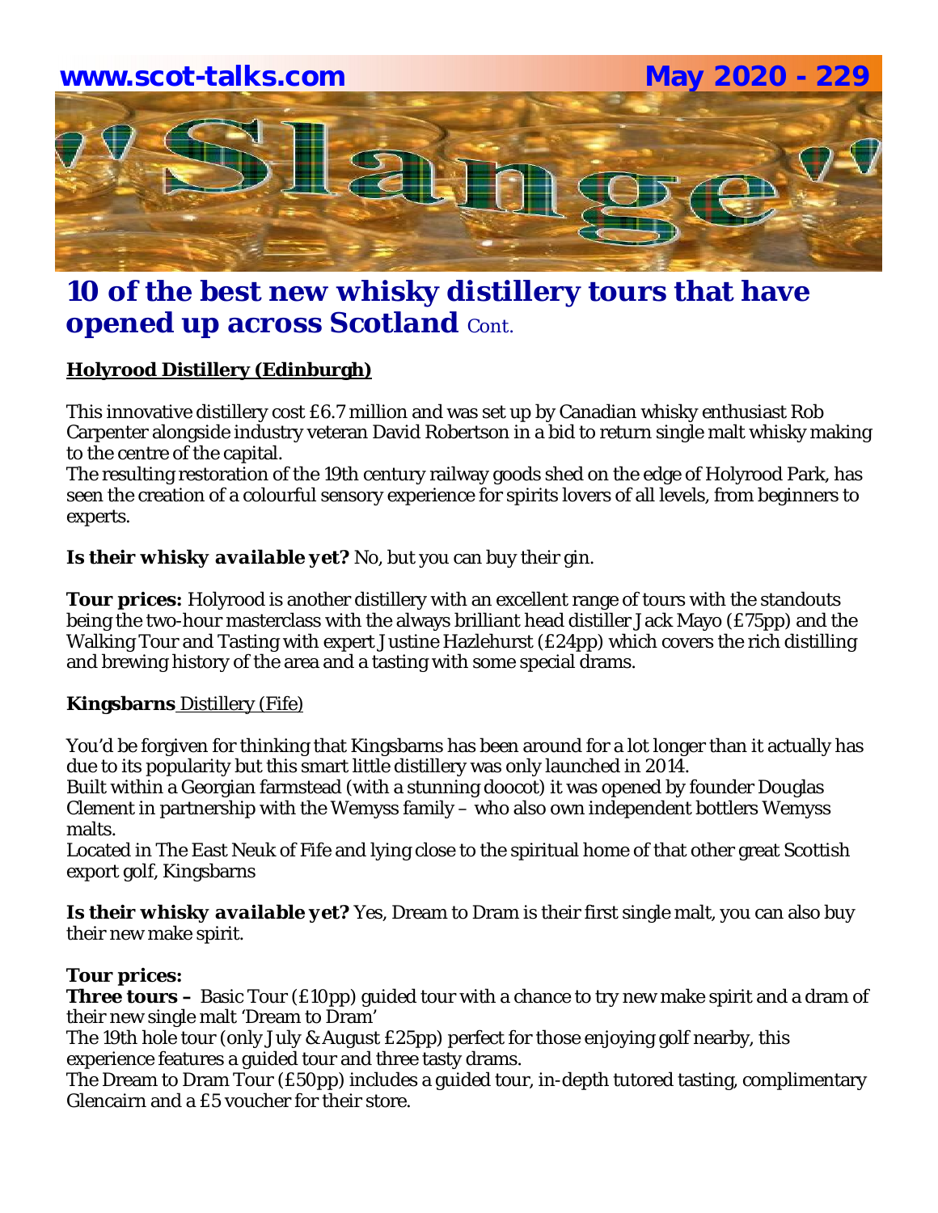## 10 of the best new whisky distillery tours that have opened up across Scotland Cont.

**Holyrood Distillery (Edinburgh)**

This innovative distillery cost £6.7 million and was set up by Canadian whisky enthusiast Rob Carpenter alongside industry veteran David Robertson in a bid to return single malt whisky making to the centre of the capital.
The resulting restoration of the 19th century railway goods shed on the edge of Holyrood Park, has seen the creation of a colourful sensory experience for spirits lovers of all levels, from beginners to experts.

**Is their whisky available yet?** No, but you can buy their gin.

**Tour prices:** Holyrood is another distillery with an excellent range of tours with the standouts being the two-hour masterclass with the always brilliant head distiller Jack Mayo (£75pp) and the Walking Tour and Tasting with expert Justine Hazlehurst (£24pp) which covers the rich distilling and brewing history of the area and a tasting with some special drams.

**Kingsbarns Distillery (Fife)**

You'd be forgiven for thinking that Kingsbarns has been around for a lot longer than it actually has due to its popularity but this smart little distillery was only launched in 2014.
Built within a Georgian farmstead (with a stunning doocot) it was opened by founder Douglas Clement in partnership with the Wemyss family – who also own independent bottlers Wemyss malts.
Located in The East Neuk of Fife and lying close to the spiritual home of that other great Scottish export golf, Kingsbarns

**Is their whisky available yet?** Yes, Dream to Dram is their first single malt, you can also buy their new make spirit.

**Tour prices:**
**Three tours –** Basic Tour (£10pp) guided tour with a chance to try new make spirit and a dram of their new single malt 'Dream to Dram'
The 19th hole tour (only July & August £25pp) perfect for those enjoying golf nearby, this experience features a guided tour and three tasty drams.
The Dream to Dram Tour (£50pp) includes a guided tour, in-depth tutored tasting, complimentary Glencairn and a £5 voucher for their store.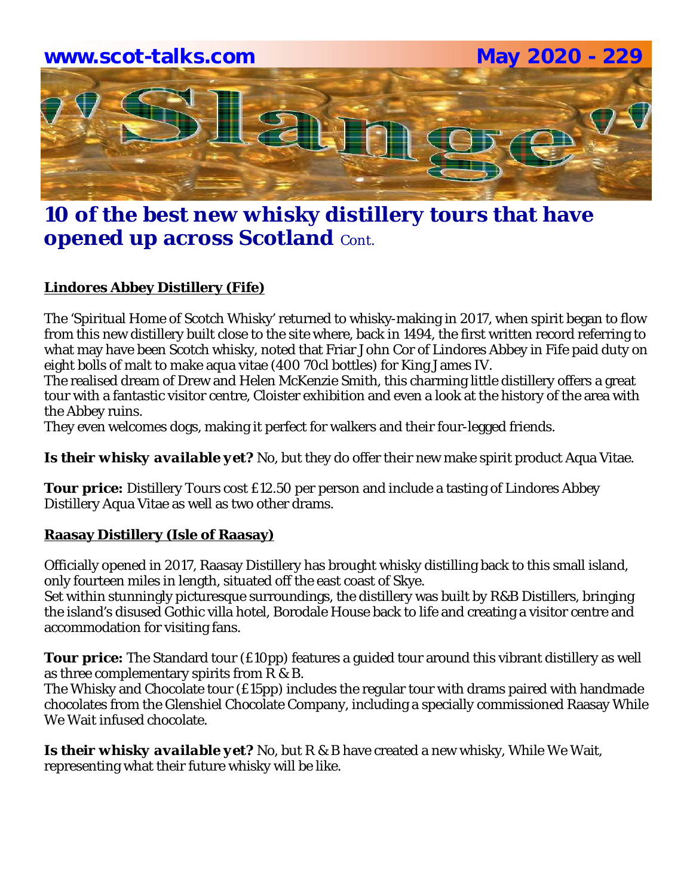## 10 of the best new whisky distillery tours that have opened up across Scotland Cont.

**Lindores Abbey Distillery (Fife)**

The 'Spiritual Home of Scotch Whisky' returned to whisky-making in 2017, when spirit began to flow from this new distillery built close to the site where, back in 1494, the first written record referring to what may have been Scotch whisky, noted that Friar John Cor of Lindores Abbey in Fife paid duty on eight bolls of malt to make aqua vitae (400 70cl bottles) for King James IV.
The realised dream of Drew and Helen McKenzie Smith, this charming little distillery offers a great tour with a fantastic visitor centre, Cloister exhibition and even a look at the history of the area with the Abbey ruins.
They even welcomes dogs, making it perfect for walkers and their four-legged friends.

***Is their whisky available yet?*** No, but they do offer their new make spirit product Aqua Vitae.

**Tour price:** Distillery Tours cost £12.50 per person and include a tasting of Lindores Abbey Distillery Aqua Vitae as well as two other drams.

**Raasay Distillery (Isle of Raasay)**

Officially opened in 2017, Raasay Distillery has brought whisky distilling back to this small island, only fourteen miles in length, situated off the east coast of Skye.
Set within stunningly picturesque surroundings, the distillery was built by R&B Distillers, bringing the island's disused Gothic villa hotel, Borodale House back to life and creating a visitor centre and accommodation for visiting fans.

**Tour price:** The Standard tour (£10pp) features a guided tour around this vibrant distillery as well as three complementary spirits from R & B.
The Whisky and Chocolate tour (£15pp) includes the regular tour with drams paired with handmade chocolates from the Glenshiel Chocolate Company, including a specially commissioned Raasay While We Wait infused chocolate.

***Is their whisky available yet?*** No, but R & B have created a new whisky, While We Wait, representing what their future whisky will be like.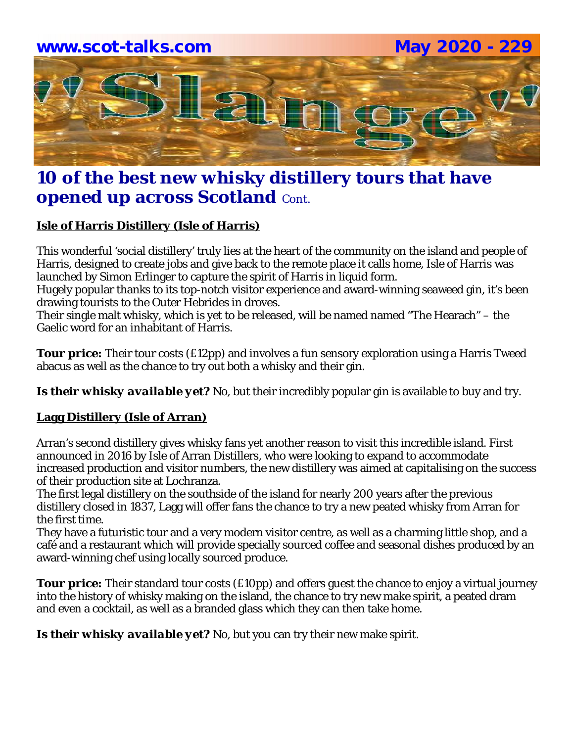## 10 of the best new whisky distillery tours that have opened up across Scotland Cont.

**Isle of Harris Distillery (Isle of Harris)**

This wonderful 'social distillery' truly lies at the heart of the community on the island and people of Harris, designed to create jobs and give back to the remote place it calls home, Isle of Harris was launched by Simon Erlinger to capture the spirit of Harris in liquid form.
Hugely popular thanks to its top-notch visitor experience and award-winning seaweed gin, it's been drawing tourists to the Outer Hebrides in droves.
Their single malt whisky, which is yet to be released, will be named named "The Hearach" – the Gaelic word for an inhabitant of Harris.

**Tour price:** Their tour costs (£12pp) and involves a fun sensory exploration using a Harris Tweed abacus as well as the chance to try out both a whisky and their gin.

**Is their whisky *available yet?*** No, but their incredibly popular gin is available to buy and try.

**Lagg Distillery (Isle of Arran)**

Arran's second distillery gives whisky fans yet another reason to visit this incredible island. First announced in 2016 by Isle of Arran Distillers, who were looking to expand to accommodate increased production and visitor numbers, the new distillery was aimed at capitalising on the success of their production site at Lochranza.
The first legal distillery on the southside of the island for nearly 200 years after the previous distillery closed in 1837, Lagg will offer fans the chance to try a new peated whisky from Arran for the first time.
They have a futuristic tour and a very modern visitor centre, as well as a charming little shop, and a café and a restaurant which will provide specially sourced coffee and seasonal dishes produced by an award-winning chef using locally sourced produce.

**Tour price:** Their standard tour costs (£10pp) and offers guest the chance to enjoy a virtual journey into the history of whisky making on the island, the chance to try new make spirit, a peated dram and even a cocktail, as well as a branded glass which they can then take home.

**Is their whisky *available yet?*** No, but you can try their new make spirit.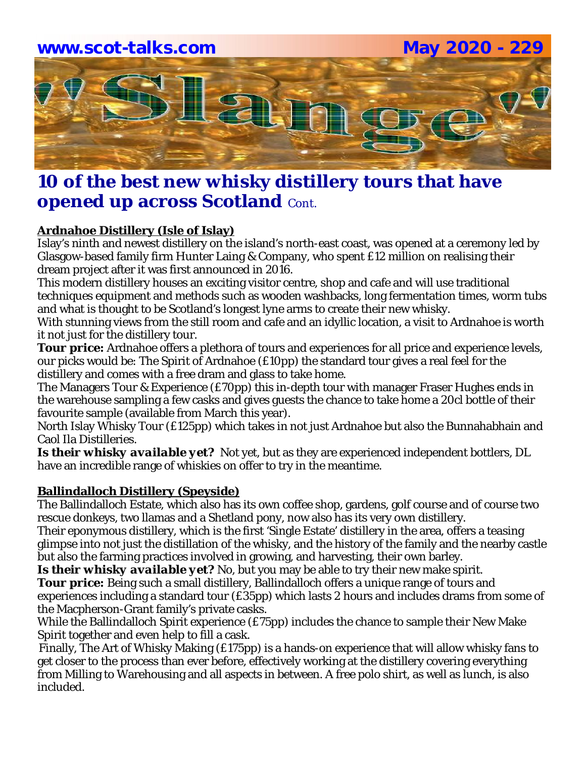## 10 of the best new whisky distillery tours that have opened up across Scotland Cont.

**Ardnahoe Distillery (Isle of Islay)**

Islay's ninth and newest distillery on the island's north-east coast, was opened at a ceremony led by Glasgow-based family firm Hunter Laing & Company, who spent £12 million on realising their dream project after it was first announced in 2016.

This modern distillery houses an exciting visitor centre, shop and cafe and will use traditional techniques equipment and methods such as wooden washbacks, long fermentation times, worm tubs and what is thought to be Scotland's longest lyne arms to create their new whisky.

With stunning views from the still room and cafe and an idyllic location, a visit to Ardnahoe is worth it not just for the distillery tour.

**Tour price:** Ardnahoe offers a plethora of tours and experiences for all price and experience levels, our picks would be: The Spirit of Ardnahoe (£10pp) the standard tour gives a real feel for the distillery and comes with a free dram and glass to take home.

The Managers Tour & Experience (£70pp) this in-depth tour with manager Fraser Hughes ends in the warehouse sampling a few casks and gives guests the chance to take home a 20cl bottle of their favourite sample (available from March this year).

North Islay Whisky Tour (£125pp) which takes in not just Ardnahoe but also the Bunnahabhain and Caol Ila Distilleries.

***Is their whisky available yet?*** Not yet, but as they are experienced independent bottlers, DL have an incredible range of whiskies on offer to try in the meantime.

**Ballindalloch Distillery (Speyside)**

The Ballindalloch Estate, which also has its own coffee shop, gardens, golf course and of course two rescue donkeys, two llamas and a Shetland pony, now also has its very own distillery.

Their eponymous distillery, which is the first 'Single Estate' distillery in the area, offers a teasing glimpse into not just the distillation of the whisky, and the history of the family and the nearby castle but also the farming practices involved in growing, and harvesting, their own barley.

***Is their whisky available yet?*** No, but you may be able to try their new make spirit.

**Tour price:** Being such a small distillery, Ballindalloch offers a unique range of tours and experiences including a standard tour (£35pp) which lasts 2 hours and includes drams from some of the Macpherson-Grant family's private casks.

While the Ballindalloch Spirit experience (£75pp) includes the chance to sample their New Make Spirit together and even help to fill a cask.

Finally, The Art of Whisky Making (£175pp) is a hands-on experience that will allow whisky fans to get closer to the process than ever before, effectively working at the distillery covering everything from Milling to Warehousing and all aspects in between. A free polo shirt, as well as lunch, is also included.